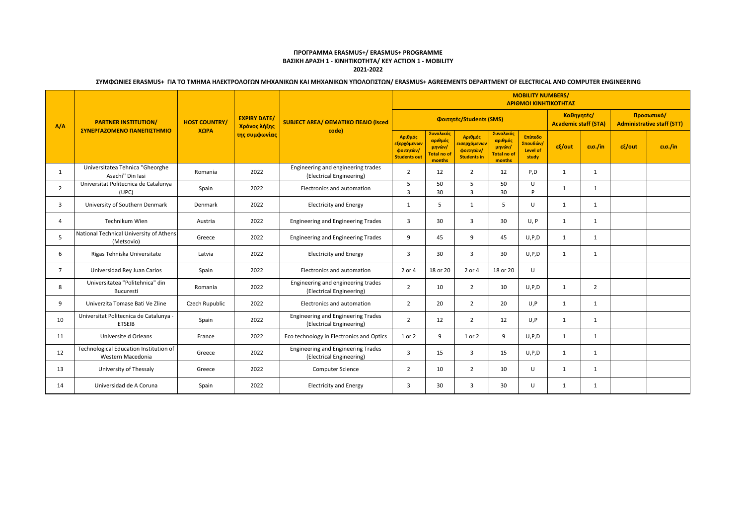**ΠΡΟΓΡΑΜΜΑ ERASMUS+/ ERASMUS+ PROGRAMME**
**ΒΑΣΙΚΗ ΔΡΑΣΗ 1 - ΚΙΝΗΤΙΚΟΤΗΤΑ/ KEY ACTION 1 - MOBILITY**
**2021-2022**

**ΣΥΜΦΩΝΙΕΣ ERASMUS+ ΓΙΑ ΤΟ ΤΜΗΜΑ ΗΛΕΚΤΡΟΛΟΓΩΝ ΜΗΧΑΝΙΚΩΝ ΚΑΙ ΜΗΧΑΝΙΚΩΝ ΥΠΟΛΟΓΙΣΤΩΝ/ ERASMUS+ AGREEMENTS DEPARTMENT OF ELECTRICAL AND COMPUTER ENGINEERING**

| A/A | PARTNER INSTITUTION/ ΣΥΝΕΡΓΑΖΟΜΕΝΟ ΠΑΝΕΠΙΣΤΗΜΙΟ | HOST COUNTRY/ ΧΩΡΑ | EXPIRY DATE/ Χρόνος λήξης της συμφωνίας | SUBJECT AREA/ ΘΕΜΑΤΙΚΟ ΠΕΔΙΟ (isced code) | MOBILITY NUMBERS/ ΑΡΙΘΜΟΙ ΚΙΝΗΤΙΚΟΤΗΤΑΣ | | | | | | | | |
|---|---|---|---|---|---|---|---|---|---|---|---|---|---|
| | | | | | Φοιτητές/Students (SMS) | | | | | Καθηγητές/ Academic staff (STA) | | Προσωπικό/ Administrative staff (STT) | |
| | | | | | Αριθμός εξερχόμενων φοιτητών/ Students out | Συνολικός αριθμός μηνών/ Total no of months | Αριθμός εισερχόμενων φοιτητών/ Students in | Συνολικός αριθμός μηνών/ Total no of months | Επίπεδο Σπουδών/ Level of study | εξ/out | εισ./in | εξ/out | εισ./in |
| 1 | Universitatea Tehnica "Gheorghe Asachi" Din Iasi | Romania | 2022 | Engineering and engineering trades (Electrical Engineering) | 2 | 12 | 2 | 12 | P,D | 1 | 1 | | |
| 2 | Universitat Politecnica de Catalunya (UPC) | Spain | 2022 | Electronics and automation | 5<br>3 | 50<br>30 | 5<br>3 | 50<br>30 | U<br>P | 1 | 1 | | |
| 3 | University of Southern Denmark | Denmark | 2022 | Electricity and Energy | 1 | 5 | 1 | 5 | U | 1 | 1 | | |
| 4 | Technikum Wien | Austria | 2022 | Engineering and Engineering Trades | 3 | 30 | 3 | 30 | U, P | 1 | 1 | | |
| 5 | National Technical University of Athens (Metsovio) | Greece | 2022 | Engineering and Engineering Trades | 9 | 45 | 9 | 45 | U,P,D | 1 | 1 | | |
| 6 | Rigas Tehniska Universitate | Latvia | 2022 | Electricity and Energy | 3 | 30 | 3 | 30 | U,P,D | 1 | 1 | | |
| 7 | Universidad Rey Juan Carlos | Spain | 2022 | Electronics and automation | 2 or 4 | 18 or 20 | 2 or 4 | 18 or 20 | U | | | | |
| 8 | Universitatea "Politehnica" din Bucuresti | Romania | 2022 | Engineering and engineering trades (Electrical Engineering) | 2 | 10 | 2 | 10 | U,P,D | 1 | 2 | | |
| 9 | Univerzita Tomase Bati Ve Zline | Czech Rupublic | 2022 | Electronics and automation | 2 | 20 | 2 | 20 | U,P | 1 | 1 | | |
| 10 | Universitat Politecnica de Catalunya - ETSEIB | Spain | 2022 | Engineering and Engineering Trades (Electrical Engineering) | 2 | 12 | 2 | 12 | U,P | 1 | 1 | | |
| 11 | Universite d Orleans | France | 2022 | Eco technology in Electronics and Optics | 1 or 2 | 9 | 1 or 2 | 9 | U,P,D | 1 | 1 | | |
| 12 | Technological Education Institution of Western Macedonia | Greece | 2022 | Engineering and Engineering Trades (Electrical Engineering) | 3 | 15 | 3 | 15 | U,P,D | 1 | 1 | | |
| 13 | University of Thessaly | Greece | 2022 | Computer Science | 2 | 10 | 2 | 10 | U | 1 | 1 | | |
| 14 | Universidad de A Coruna | Spain | 2022 | Electricity and Energy | 3 | 30 | 3 | 30 | U | 1 | 1 | | |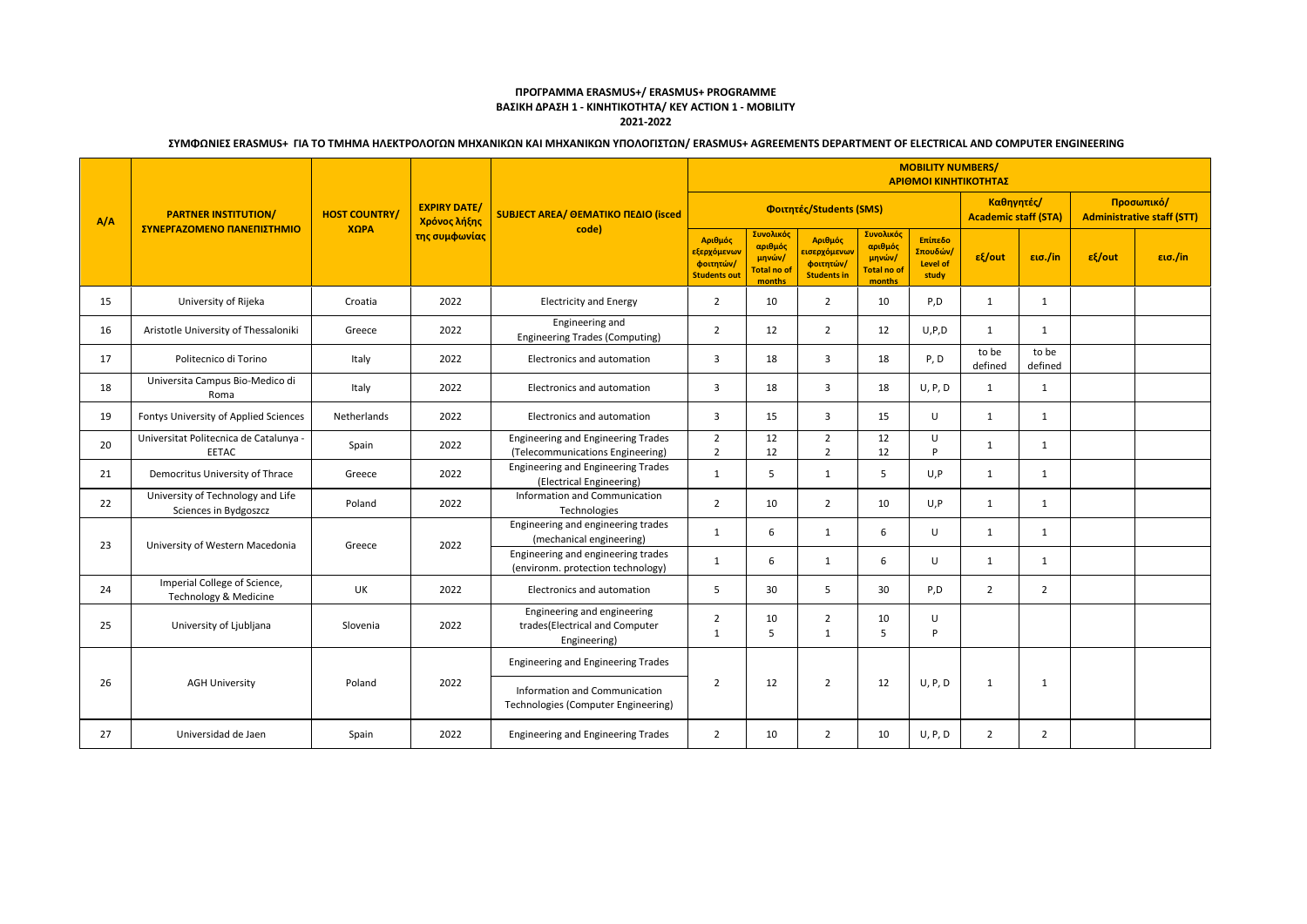**ΠΡΟΓΡΑΜΜΑ ERASMUS+/ ERASMUS+ PROGRAMME**
**ΒΑΣΙΚΗ ΔΡΑΣΗ 1 - ΚΙΝΗΤΙΚΟΤΗΤΑ/ KEY ACTION 1 - MOBILITY**
**2021-2022**

**ΣΥΜΦΩΝΙΕΣ ERASMUS+ ΓΙΑ ΤΟ ΤΜΗΜΑ ΗΛΕΚΤΡΟΛΟΓΩΝ ΜΗΧΑΝΙΚΩΝ ΚΑΙ ΜΗΧΑΝΙΚΩΝ ΥΠΟΛΟΓΙΣΤΩΝ/ ERASMUS+ AGREEMENTS DEPARTMENT OF ELECTRICAL AND COMPUTER ENGINEERING**

| A/A | PARTNER INSTITUTION/ ΣΥΝΕΡΓΑΖΟΜΕΝΟ ΠΑΝΕΠΙΣΤΗΜΙΟ | HOST COUNTRY/ ΧΩΡΑ | EXPIRY DATE/ Χρόνος λήξης της συμφωνίας | SUBJECT AREA/ ΘΕΜΑΤΙΚΟ ΠΕΔΙΟ (isced code) | MOBILITY NUMBERS/ ΑΡΙΘΜΟΙ ΚΙΝΗΤΙΚΟΤΗΤΑΣ | | | | | | | | |
|---|---|---|---|---|---|---|---|---|---|---|---|---|---|
| | | | | | Φοιτητές/Students (SMS) | | | | | Καθηγητές/ Academic staff (STA) | | Προσωπικό/ Administrative staff (STT) | |
| | | | | | Αριθμός εξερχόμενων φοιτητών/ Students out | Συνολικός αριθμός μηνών/ Total no of months | Αριθμός εισερχόμενων φοιτητών/ Students in | Συνολικός αριθμός μηνών/ Total no of months | Επίπεδο Σπουδών/ Level of study | εξ/out | εισ./in | εξ/out | εισ./in |
| 15 | University of Rijeka | Croatia | 2022 | Electricity and Energy | 2 | 10 | 2 | 10 | P,D | 1 | 1 | | |
| 16 | Aristotle University of Thessaloniki | Greece | 2022 | Engineering and Engineering Trades (Computing) | 2 | 12 | 2 | 12 | U,P,D | 1 | 1 | | |
| 17 | Politecnico di Torino | Italy | 2022 | Electronics and automation | 3 | 18 | 3 | 18 | P, D | to be defined | to be defined | | |
| 18 | Universita Campus Bio-Medico di Roma | Italy | 2022 | Electronics and automation | 3 | 18 | 3 | 18 | U, P, D | 1 | 1 | | |
| 19 | Fontys University of Applied Sciences | Netherlands | 2022 | Electronics and automation | 3 | 15 | 3 | 15 | U | 1 | 1 | | |
| 20 | Universitat Politecnica de Catalunya - EETAC | Spain | 2022 | Engineering and Engineering Trades (Telecommunications Engineering) | 2<br>2 | 12<br>12 | 2<br>2 | 12<br>12 | U<br>P | 1 | 1 | | |
| 21 | Democritus University of Thrace | Greece | 2022 | Engineering and Engineering Trades (Electrical Engineering) | 1 | 5 | 1 | 5 | U,P | 1 | 1 | | |
| 22 | University of Technology and Life Sciences in Bydgoszcz | Poland | 2022 | Information and Communication Technologies | 2 | 10 | 2 | 10 | U,P | 1 | 1 | | |
| 23 | University of Western Macedonia | Greece | 2022 | Engineering and engineering trades (mechanical engineering) | 1 | 6 | 1 | 6 | U | 1 | 1 | | |
| | | | | Engineering and engineering trades (environm. protection technology) | 1 | 6 | 1 | 6 | U | 1 | 1 | | |
| 24 | Imperial College of Science, Technology & Medicine | UK | 2022 | Electronics and automation | 5 | 30 | 5 | 30 | P,D | 2 | 2 | | |
| 25 | University of Ljubljana | Slovenia | 2022 | Engineering and engineering trades(Electrical and Computer Engineering) | 2<br>1 | 10<br>5 | 2<br>1 | 10<br>5 | U<br>P | | | | |
| 26 | AGH University | Poland | 2022 | Engineering and Engineering Trades<br>Information and Communication Technologies (Computer Engineering) | 2 | 12 | 2 | 12 | U, P, D | 1 | 1 | | |
| 27 | Universidad de Jaen | Spain | 2022 | Engineering and Engineering Trades | 2 | 10 | 2 | 10 | U, P, D | 2 | 2 | | |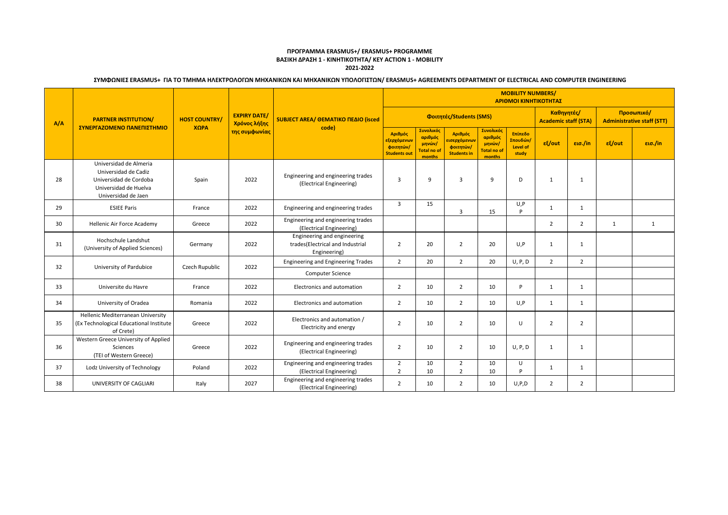**ΠΡΟΓΡΑΜΜΑ ERASMUS+/ ERASMUS+ PROGRAMME**
**ΒΑΣΙΚΗ ΔΡΑΣΗ 1 - ΚΙΝΗΤΙΚΟΤΗΤΑ/ KEY ACTION 1 - MOBILITY**
**2021-2022**

**ΣΥΜΦΩΝΙΕΣ ERASMUS+ ΓΙΑ ΤΟ ΤΜΗΜΑ ΗΛΕΚΤΡΟΛΟΓΩΝ ΜΗΧΑΝΙΚΩΝ ΚΑΙ ΜΗΧΑΝΙΚΩΝ ΥΠΟΛΟΓΙΣΤΩΝ/ ERASMUS+ AGREEMENTS DEPARTMENT OF ELECTRICAL AND COMPUTER ENGINEERING**

| A/A | PARTNER INSTITUTION/ ΣΥΝΕΡΓΑΖΟΜΕΝΟ ΠΑΝΕΠΙΣΤΗΜΙΟ | HOST COUNTRY/ ΧΩΡΑ | EXPIRY DATE/ Χρόνος λήξης της συμφωνίας | SUBJECT AREA/ ΘΕΜΑΤΙΚΟ ΠΕΔΙΟ (isced code) | MOBILITY NUMBERS/ ΑΡΙΘΜΟΙ ΚΙΝΗΤΙΚΟΤΗΤΑΣ | | | | | | | | |
|---|---|---|---|---|---|---|---|---|---|---|---|---|---|
| | | | | | Φοιτητές/Students (SMS) | | | | | Καθηγητές/ Academic staff (STA) | | Προσωπικό/ Administrative staff (STT) | |
| | | | | | Αριθμός εξερχόμενων φοιτητών/ Students out | Συνολικός αριθμός μηνών/ Total no of months | Αριθμός εισερχόμενων φοιτητών/ Students in | Συνολικός αριθμός μηνών/ Total no of months | Επίπεδο Σπουδών/ Level of study | εξ/out | εισ./in | εξ/out | εισ./in |
| 28 | Universidad de Almeria<br>Universidad de Cadiz<br>Universidad de Cordoba<br>Universidad de Huelva<br>Universidad de Jaen | Spain | 2022 | Engineering and engineering trades (Electrical Engineering) | 3 | 9 | 3 | 9 | D | 1 | 1 | | |
| 29 | ESIEE Paris | France | 2022 | Engineering and engineering trades | 3 | 15 | 3 | 15 | U,P<br>P | 1 | 1 | | |
| 30 | Hellenic Air Force Academy | Greece | 2022 | Engineering and engineering trades (Electrical Engineering) | | | | | | 2 | 2 | 1 | 1 |
| 31 | Hochschule Landshut (University of Applied Sciences) | Germany | 2022 | Engineering and engineering trades(Electrical and Industrial Engineering) | 2 | 20 | 2 | 20 | U,P | 1 | 1 | | |
| 32 | University of Pardubice | Czech Rupublic | 2022 | Engineering and Engineering Trades | 2 | 20 | 2 | 20 | U, P, D | 2 | 2 | | |
| | | | | Computer Science | | | | | | | | | |
| 33 | Universite du Havre | France | 2022 | Electronics and automation | 2 | 10 | 2 | 10 | P | 1 | 1 | | |
| 34 | University of Oradea | Romania | 2022 | Electronics and automation | 2 | 10 | 2 | 10 | U,P | 1 | 1 | | |
| 35 | Hellenic Mediterranean University (Ex Technological Educational Institute of Crete) | Greece | 2022 | Electronics and automation / Electricity and energy | 2 | 10 | 2 | 10 | U | 2 | 2 | | |
| 36 | Western Greece University of Applied Sciences (TEI of Western Greece) | Greece | 2022 | Engineering and engineering trades (Electrical Engineering) | 2 | 10 | 2 | 10 | U, P, D | 1 | 1 | | |
| 37 | Lodz University of Technology | Poland | 2022 | Engineering and engineering trades (Electrical Engineering) | 2<br>2 | 10<br>10 | 2<br>2 | 10<br>10 | U<br>P | 1 | 1 | | |
| 38 | UNIVERSITY OF CAGLIARI | Italy | 2027 | Engineering and engineering trades (Electrical Engineering) | 2 | 10 | 2 | 10 | U,P,D | 2 | 2 | | |